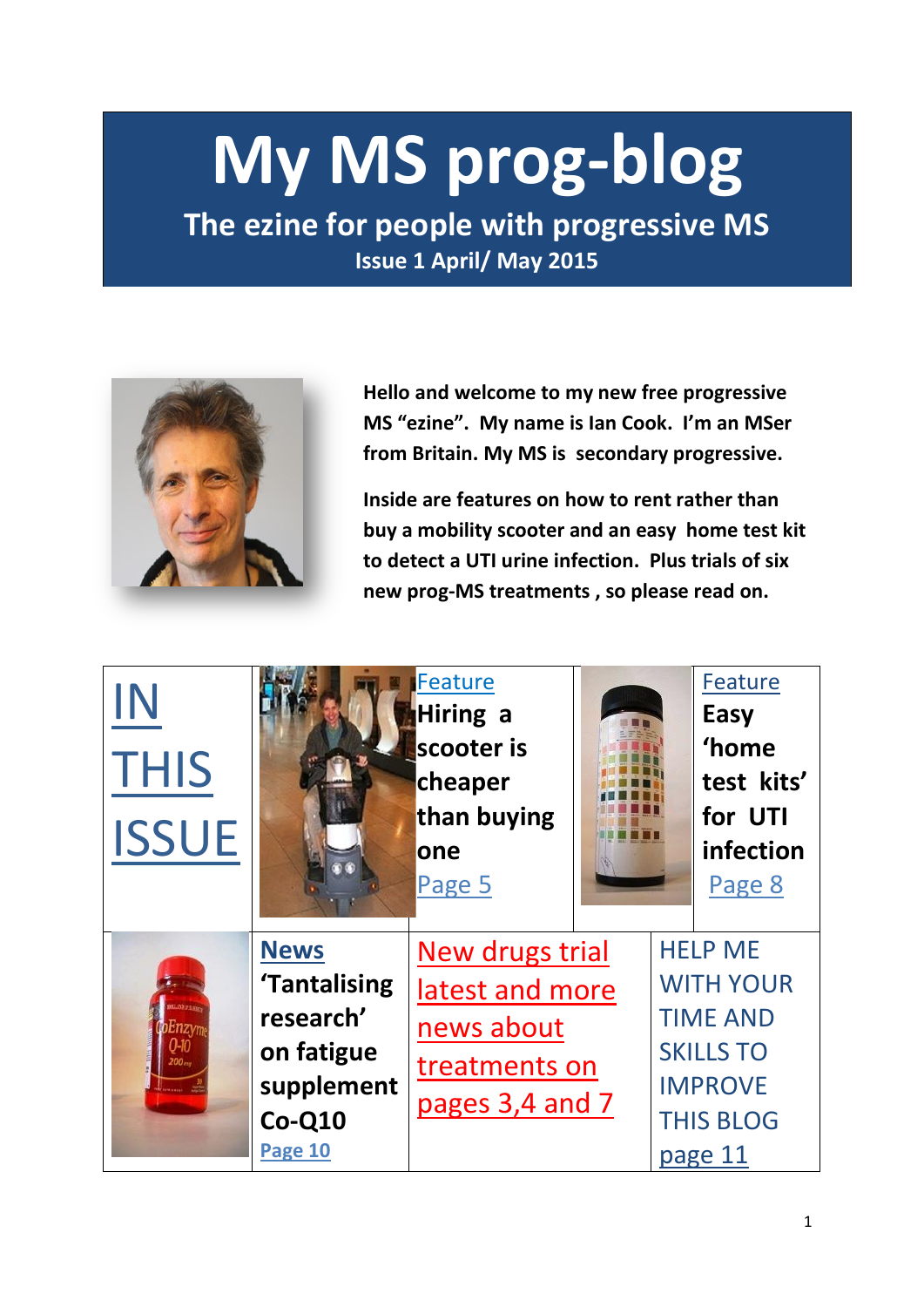# My MS prog-blog

**The ezine for people with progressive MS**

**Issue 1 April/ May 2015**

**Hello and welcome to my new free progressive MS "ezine". My name is Ian Cook. I'm an MSer from Britain. My MS is secondary progressive.**

**Inside are features on how to rent rather than buy a mobility scooter and an easy home test kit to detect a UTI urine infection. Plus trials of six new prog-MS treatments , so please read on.**

## IN THIS ISSUE

Feature
**Hiring a scooter is cheaper than buying one**
Page 5

Feature
**Easy 'home test kits' for UTI infection**
Page 8

**News**
**'Tantalising research' on fatigue supplement Co-Q10**
**Page 10**

New drugs trial latest and more news about treatments on pages 3,4 and 7

HELP ME WITH YOUR TIME AND SKILLS TO IMPROVE THIS BLOG
page 11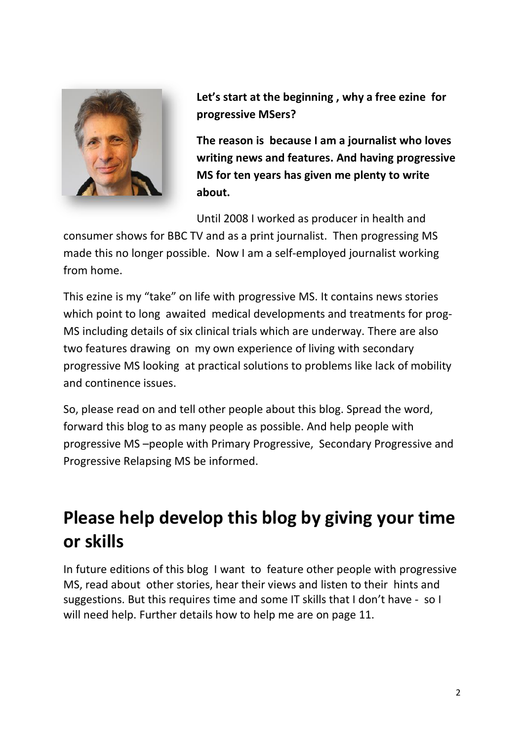**Let's start at the beginning , why a free ezine for progressive MSers?**

**The reason is because I am a journalist who loves writing news and features. And having progressive MS for ten years has given me plenty to write about.**

Until 2008 I worked as producer in health and consumer shows for BBC TV and as a print journalist. Then progressing MS made this no longer possible. Now I am a self-employed journalist working from home.

This ezine is my "take" on life with progressive MS. It contains news stories which point to long awaited medical developments and treatments for prog-MS including details of six clinical trials which are underway. There are also two features drawing on my own experience of living with secondary progressive MS looking at practical solutions to problems like lack of mobility and continence issues.

So, please read on and tell other people about this blog. Spread the word, forward this blog to as many people as possible. And help people with progressive MS –people with Primary Progressive, Secondary Progressive and Progressive Relapsing MS be informed.

## Please help develop this blog by giving your time or skills

In future editions of this blog I want to feature other people with progressive MS, read about other stories, hear their views and listen to their hints and suggestions. But this requires time and some IT skills that I don't have - so I will need help. Further details how to help me are on page 11.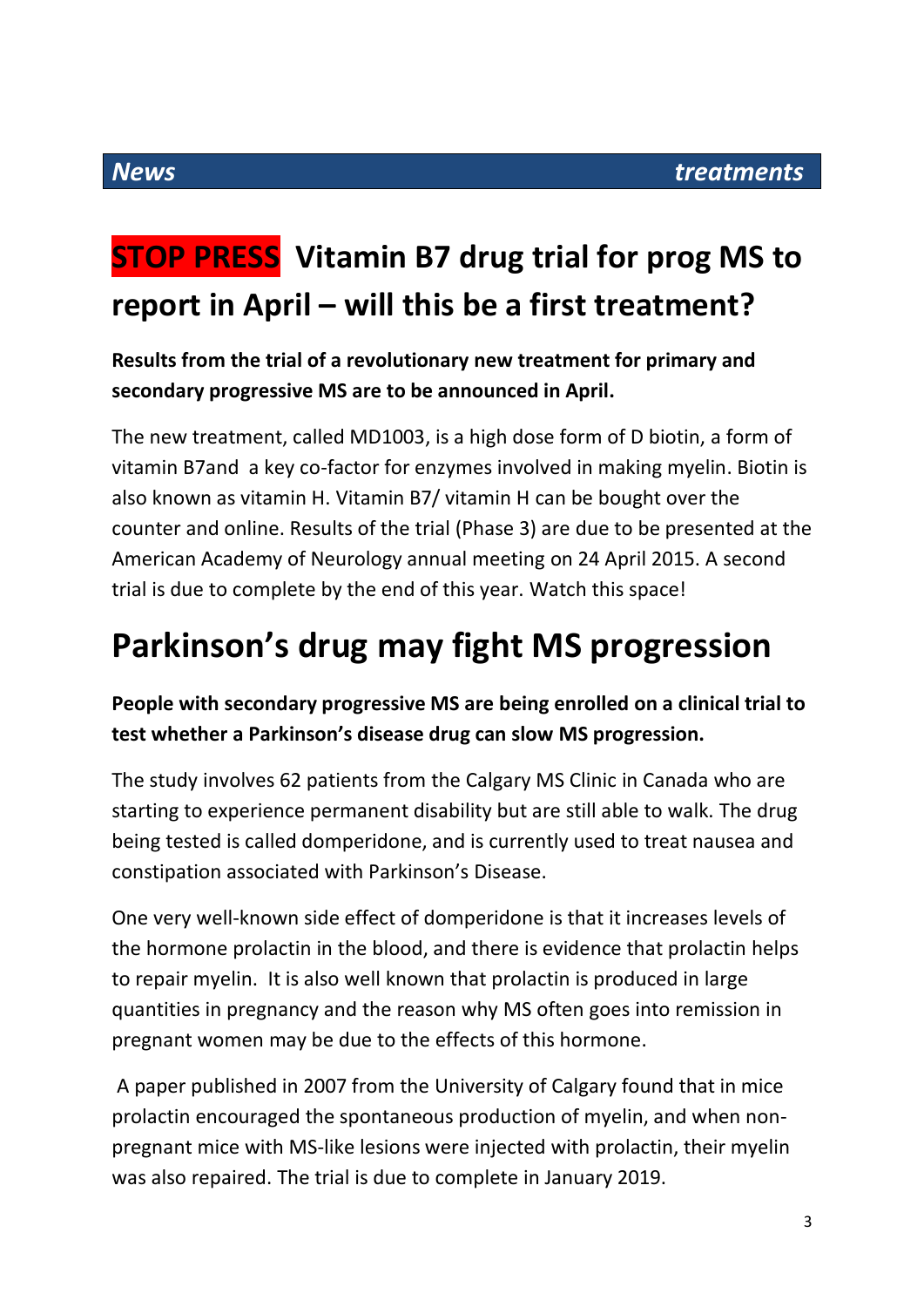***News*** ***treatments***

# STOP PRESS Vitamin B7 drug trial for prog MS to report in April – will this be a first treatment?

**Results from the trial of a revolutionary new treatment for primary and secondary progressive MS are to be announced in April.**

The new treatment, called MD1003, is a high dose form of D biotin, a form of vitamin B7and a key co-factor for enzymes involved in making myelin. Biotin is also known as vitamin H. Vitamin B7/ vitamin H can be bought over the counter and online. Results of the trial (Phase 3) are due to be presented at the American Academy of Neurology annual meeting on 24 April 2015. A second trial is due to complete by the end of this year. Watch this space!

# Parkinson's drug may fight MS progression

**People with secondary progressive MS are being enrolled on a clinical trial to test whether a Parkinson's disease drug can slow MS progression.**

The study involves 62 patients from the Calgary MS Clinic in Canada who are starting to experience permanent disability but are still able to walk. The drug being tested is called domperidone, and is currently used to treat nausea and constipation associated with Parkinson's Disease.

One very well-known side effect of domperidone is that it increases levels of the hormone prolactin in the blood, and there is evidence that prolactin helps to repair myelin. It is also well known that prolactin is produced in large quantities in pregnancy and the reason why MS often goes into remission in pregnant women may be due to the effects of this hormone.

A paper published in 2007 from the University of Calgary found that in mice prolactin encouraged the spontaneous production of myelin, and when non-pregnant mice with MS-like lesions were injected with prolactin, their myelin was also repaired. The trial is due to complete in January 2019.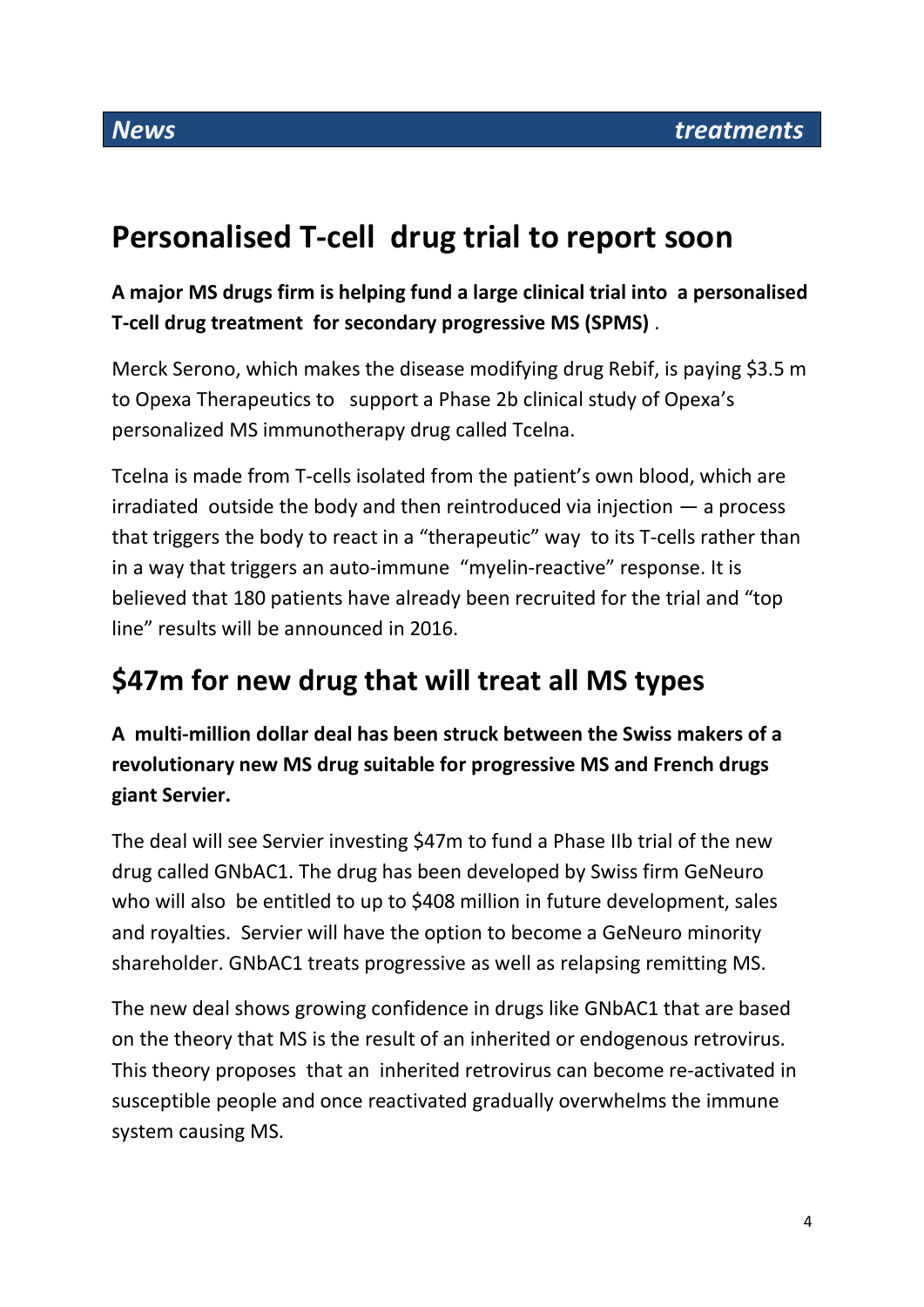# Personalised T-cell drug trial to report soon

**A major MS drugs firm is helping fund a large clinical trial into a personalised T-cell drug treatment for secondary progressive MS (SPMS)** .

Merck Serono, which makes the disease modifying drug Rebif, is paying $3.5 m to Opexa Therapeutics to support a Phase 2b clinical study of Opexa's personalized MS immunotherapy drug called Tcelna.

Tcelna is made from T-cells isolated from the patient's own blood, which are irradiated outside the body and then reintroduced via injection — a process that triggers the body to react in a "therapeutic" way to its T-cells rather than in a way that triggers an auto-immune "myelin-reactive" response. It is believed that 180 patients have already been recruited for the trial and "top line" results will be announced in 2016.

# $47m for new drug that will treat all MS types

**A multi-million dollar deal has been struck between the Swiss makers of a revolutionary new MS drug suitable for progressive MS and French drugs giant Servier.**

The deal will see Servier investing $47m to fund a Phase IIb trial of the new drug called GNbAC1. The drug has been developed by Swiss firm GeNeuro who will also be entitled to up to $408 million in future development, sales and royalties. Servier will have the option to become a GeNeuro minority shareholder. GNbAC1 treats progressive as well as relapsing remitting MS.

The new deal shows growing confidence in drugs like GNbAC1 that are based on the theory that MS is the result of an inherited or endogenous retrovirus. This theory proposes that an inherited retrovirus can become re-activated in susceptible people and once reactivated gradually overwhelms the immune system causing MS.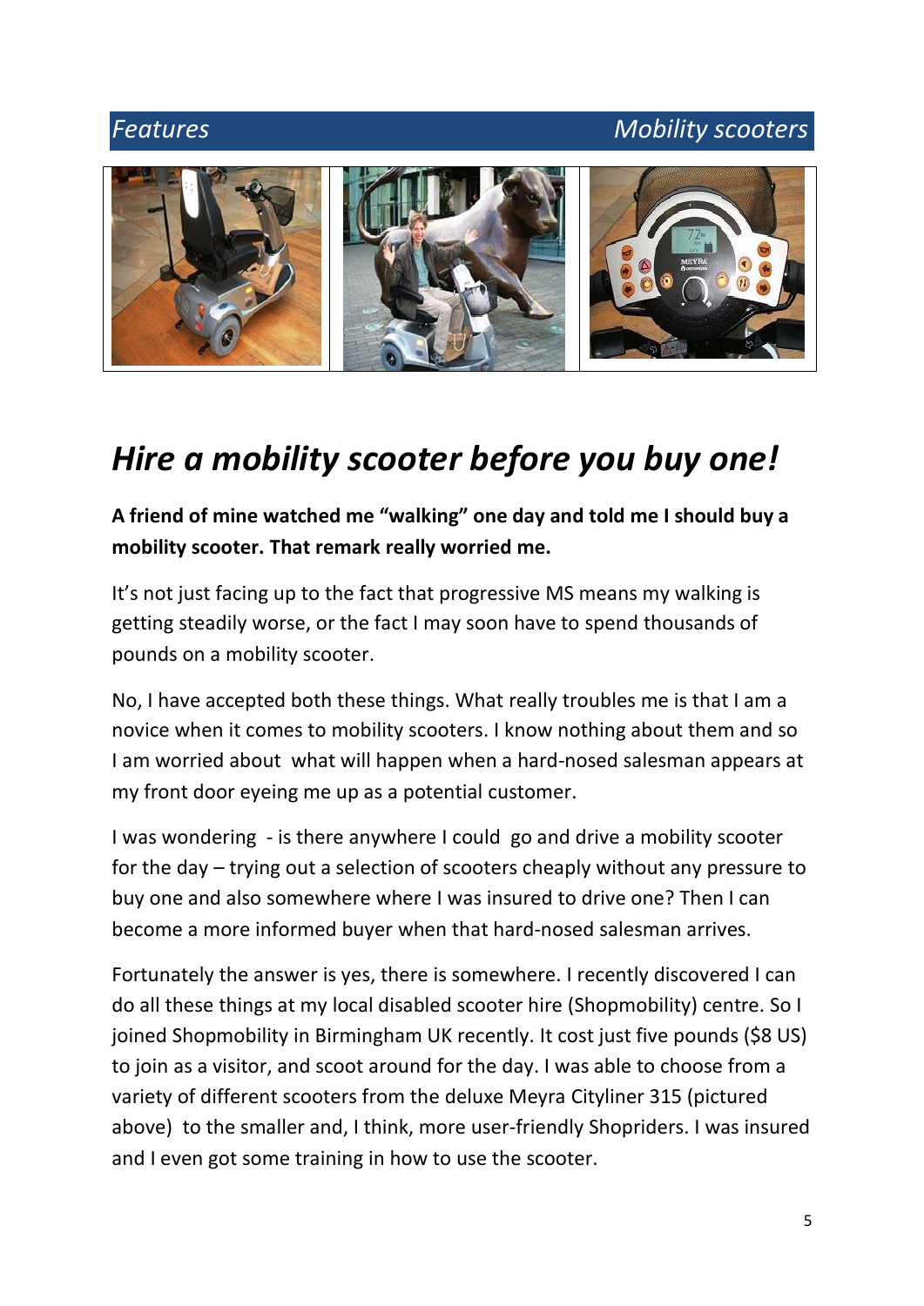# Hire a mobility scooter before you buy one!

**A friend of mine watched me "walking" one day and told me I should buy a mobility scooter. That remark really worried me.**

It's not just facing up to the fact that progressive MS means my walking is getting steadily worse, or the fact I may soon have to spend thousands of pounds on a mobility scooter.

No, I have accepted both these things. What really troubles me is that I am a novice when it comes to mobility scooters. I know nothing about them and so I am worried about what will happen when a hard-nosed salesman appears at my front door eyeing me up as a potential customer.

I was wondering - is there anywhere I could go and drive a mobility scooter for the day – trying out a selection of scooters cheaply without any pressure to buy one and also somewhere where I was insured to drive one? Then I can become a more informed buyer when that hard-nosed salesman arrives.

Fortunately the answer is yes, there is somewhere. I recently discovered I can do all these things at my local disabled scooter hire (Shopmobility) centre. So I joined Shopmobility in Birmingham UK recently. It cost just five pounds ($8 US) to join as a visitor, and scoot around for the day. I was able to choose from a variety of different scooters from the deluxe Meyra Cityliner 315 (pictured above) to the smaller and, I think, more user-friendly Shopriders. I was insured and I even got some training in how to use the scooter.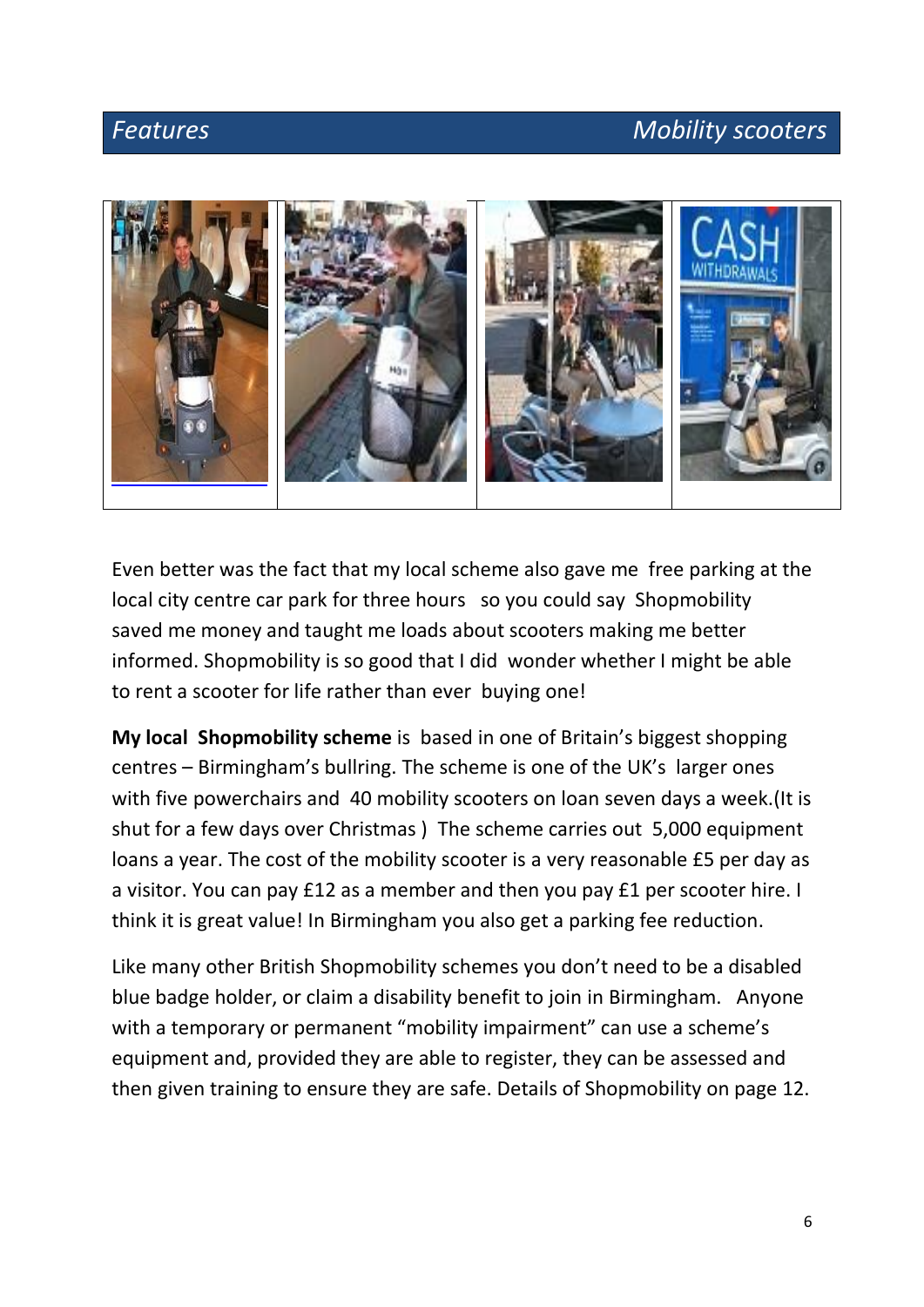Even better was the fact that my local scheme also gave me free parking at the local city centre car park for three hours so you could say Shopmobility saved me money and taught me loads about scooters making me better informed. Shopmobility is so good that I did wonder whether I might be able to rent a scooter for life rather than ever buying one!

**My local Shopmobility scheme** is based in one of Britain's biggest shopping centres – Birmingham's bullring. The scheme is one of the UK's larger ones with five powerchairs and 40 mobility scooters on loan seven days a week.(It is shut for a few days over Christmas ) The scheme carries out 5,000 equipment loans a year. The cost of the mobility scooter is a very reasonable £5 per day as a visitor. You can pay £12 as a member and then you pay £1 per scooter hire. I think it is great value! In Birmingham you also get a parking fee reduction.

Like many other British Shopmobility schemes you don't need to be a disabled blue badge holder, or claim a disability benefit to join in Birmingham. Anyone with a temporary or permanent "mobility impairment" can use a scheme's equipment and, provided they are able to register, they can be assessed and then given training to ensure they are safe. Details of Shopmobility on page 12.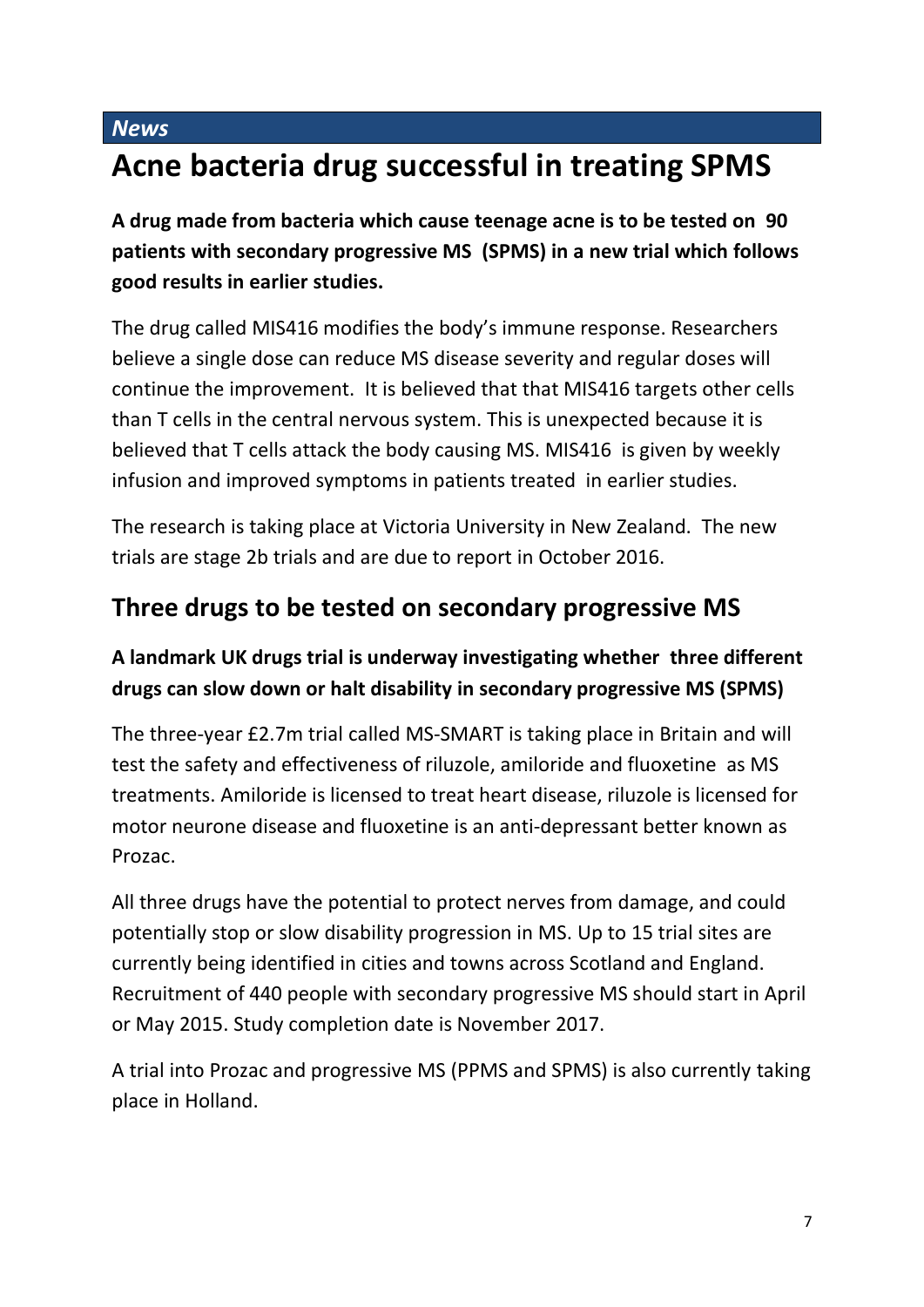*News*

# Acne bacteria drug successful in treating SPMS

**A drug made from bacteria which cause teenage acne is to be tested on 90 patients with secondary progressive MS (SPMS) in a new trial which follows good results in earlier studies.**

The drug called MIS416 modifies the body's immune response. Researchers believe a single dose can reduce MS disease severity and regular doses will continue the improvement. It is believed that that MIS416 targets other cells than T cells in the central nervous system. This is unexpected because it is believed that T cells attack the body causing MS. MIS416 is given by weekly infusion and improved symptoms in patients treated in earlier studies.

The research is taking place at Victoria University in New Zealand. The new trials are stage 2b trials and are due to report in October 2016.

## Three drugs to be tested on secondary progressive MS

**A landmark UK drugs trial is underway investigating whether three different drugs can slow down or halt disability in secondary progressive MS (SPMS)**

The three-year £2.7m trial called MS-SMART is taking place in Britain and will test the safety and effectiveness of riluzole, amiloride and fluoxetine as MS treatments. Amiloride is licensed to treat heart disease, riluzole is licensed for motor neurone disease and fluoxetine is an anti-depressant better known as Prozac.

All three drugs have the potential to protect nerves from damage, and could potentially stop or slow disability progression in MS. Up to 15 trial sites are currently being identified in cities and towns across Scotland and England. Recruitment of 440 people with secondary progressive MS should start in April or May 2015. Study completion date is November 2017.

A trial into Prozac and progressive MS (PPMS and SPMS) is also currently taking place in Holland.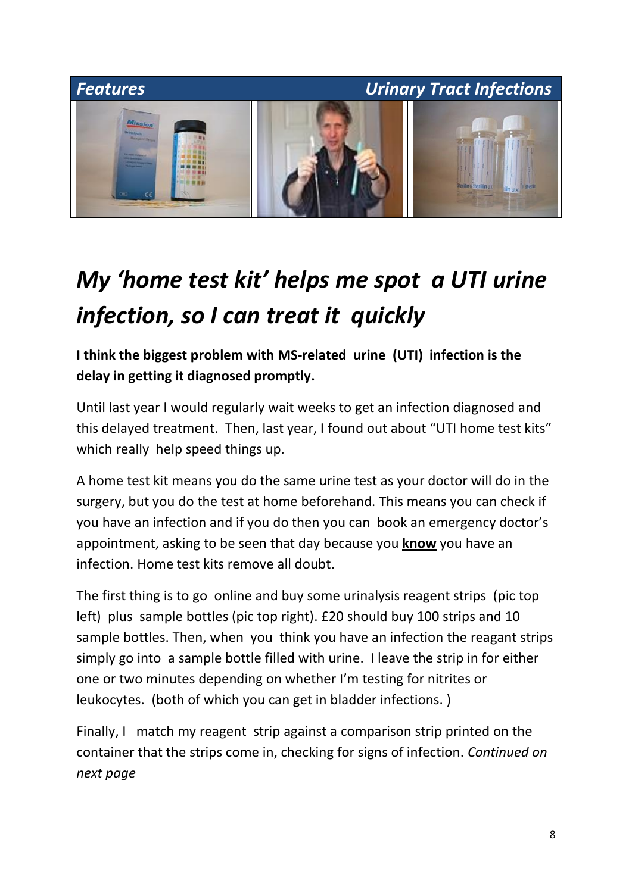**Features** — ***Urinary Tract Infections***

# *My 'home test kit' helps me spot a UTI urine infection, so I can treat it quickly*

**I think the biggest problem with MS-related urine (UTI) infection is the delay in getting it diagnosed promptly.**

Until last year I would regularly wait weeks to get an infection diagnosed and this delayed treatment. Then, last year, I found out about "UTI home test kits" which really help speed things up.

A home test kit means you do the same urine test as your doctor will do in the surgery, but you do the test at home beforehand. This means you can check if you have an infection and if you do then you can book an emergency doctor's appointment, asking to be seen that day because you **know** you have an infection. Home test kits remove all doubt.

The first thing is to go online and buy some urinalysis reagent strips (pic top left) plus sample bottles (pic top right). £20 should buy 100 strips and 10 sample bottles. Then, when you think you have an infection the reagant strips simply go into a sample bottle filled with urine. I leave the strip in for either one or two minutes depending on whether I'm testing for nitrites or leukocytes. (both of which you can get in bladder infections. )

Finally, I match my reagent strip against a comparison strip printed on the container that the strips come in, checking for signs of infection. *Continued on next page*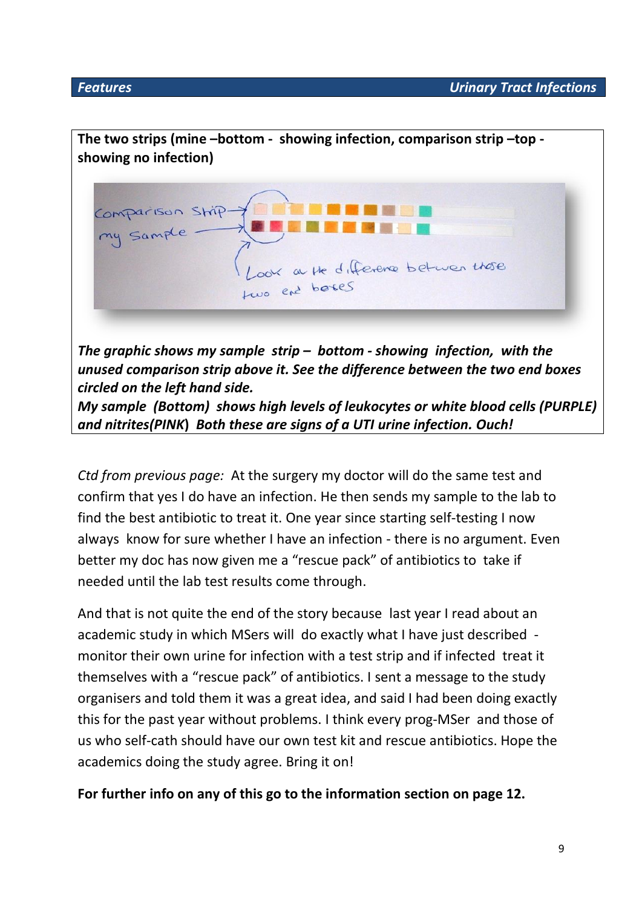**The two strips (mine –bottom - showing infection, comparison strip –top - showing no infection)**

***The graphic shows my sample strip – bottom - showing infection, with the unused comparison strip above it. See the difference between the two end boxes circled on the left hand side.***
***My sample (Bottom) shows high levels of leukocytes or white blood cells (PURPLE) and nitrites(PINK) Both these are signs of a UTI urine infection. Ouch!***

*Ctd from previous page:* At the surgery my doctor will do the same test and confirm that yes I do have an infection. He then sends my sample to the lab to find the best antibiotic to treat it. One year since starting self-testing I now always know for sure whether I have an infection - there is no argument. Even better my doc has now given me a "rescue pack" of antibiotics to take if needed until the lab test results come through.

And that is not quite the end of the story because last year I read about an academic study in which MSers will do exactly what I have just described - monitor their own urine for infection with a test strip and if infected treat it themselves with a "rescue pack" of antibiotics. I sent a message to the study organisers and told them it was a great idea, and said I had been doing exactly this for the past year without problems. I think every prog-MSer and those of us who self-cath should have our own test kit and rescue antibiotics. Hope the academics doing the study agree. Bring it on!

**For further info on any of this go to the information section on page 12.**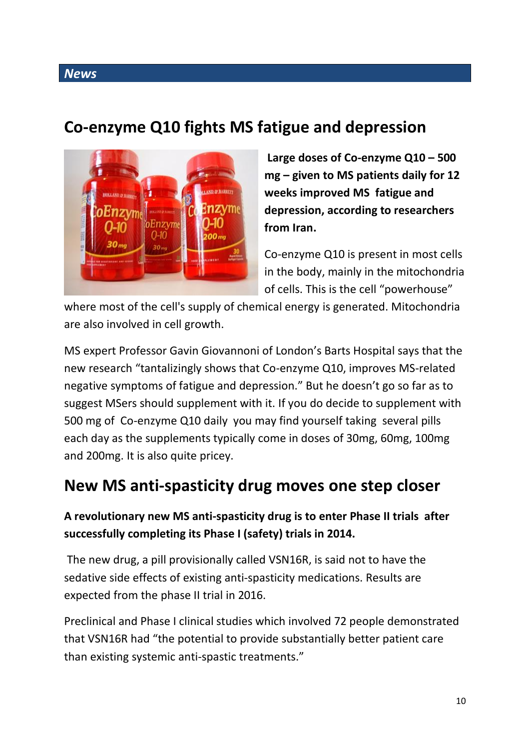## News

## Co-enzyme Q10 fights MS fatigue and depression

**Large doses of Co-enzyme Q10 – 500 mg – given to MS patients daily for 12 weeks improved MS fatigue and depression, according to researchers from Iran.**

Co-enzyme Q10 is present in most cells in the body, mainly in the mitochondria of cells. This is the cell "powerhouse" where most of the cell's supply of chemical energy is generated. Mitochondria are also involved in cell growth.

MS expert Professor Gavin Giovannoni of London's Barts Hospital says that the new research "tantalizingly shows that Co-enzyme Q10, improves MS-related negative symptoms of fatigue and depression." But he doesn't go so far as to suggest MSers should supplement with it. If you do decide to supplement with 500 mg of Co-enzyme Q10 daily you may find yourself taking several pills each day as the supplements typically come in doses of 30mg, 60mg, 100mg and 200mg. It is also quite pricey.

## New MS anti-spasticity drug moves one step closer

**A revolutionary new MS anti-spasticity drug is to enter Phase II trials after successfully completing its Phase I (safety) trials in 2014.**

The new drug, a pill provisionally called VSN16R, is said not to have the sedative side effects of existing anti-spasticity medications. Results are expected from the phase II trial in 2016.

Preclinical and Phase I clinical studies which involved 72 people demonstrated that VSN16R had "the potential to provide substantially better patient care than existing systemic anti-spastic treatments."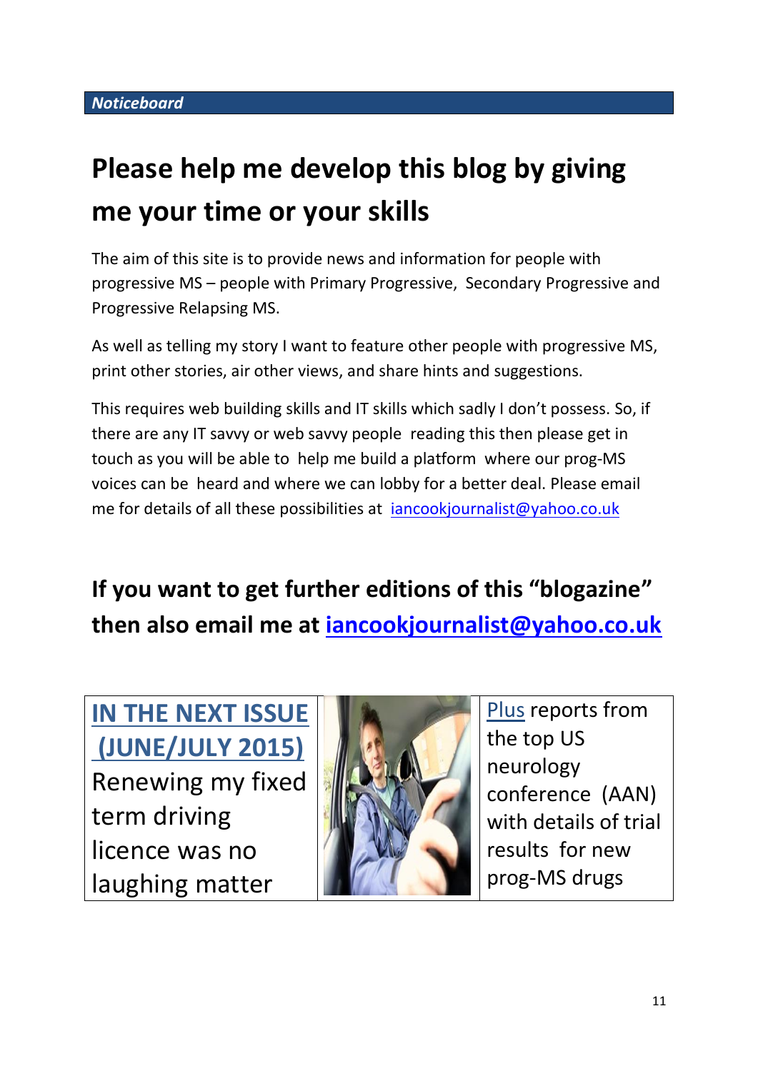*Noticeboard*

# Please help me develop this blog by giving me your time or your skills

The aim of this site is to provide news and information for people with progressive MS – people with Primary Progressive, Secondary Progressive and Progressive Relapsing MS.

As well as telling my story I want to feature other people with progressive MS, print other stories, air other views, and share hints and suggestions.

This requires web building skills and IT skills which sadly I don't possess. So, if there are any IT savvy or web savvy people reading this then please get in touch as you will be able to help me build a platform where our prog-MS voices can be heard and where we can lobby for a better deal. Please email me for details of all these possibilities at iancookjournalist@yahoo.co.uk

## If you want to get further editions of this "blogazine" then also email me at iancookjournalist@yahoo.co.uk

**IN THE NEXT ISSUE (JUNE/JULY 2015)**

Renewing my fixed term driving licence was no laughing matter

Plus reports from the top US neurology conference (AAN) with details of trial results for new prog-MS drugs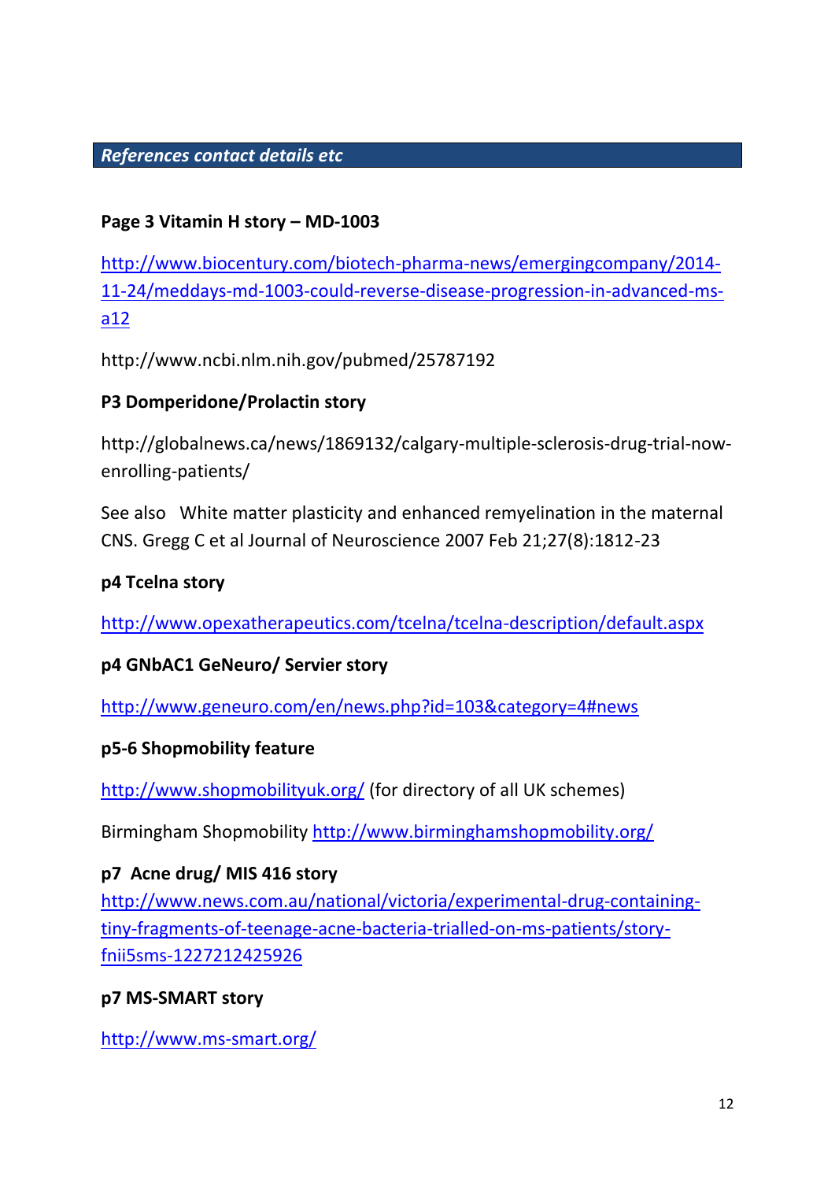## *References contact details etc*

**Page 3 Vitamin H story – MD-1003**

http://www.biocentury.com/biotech-pharma-news/emergingcompany/2014-11-24/meddays-md-1003-could-reverse-disease-progression-in-advanced-ms-a12

http://www.ncbi.nlm.nih.gov/pubmed/25787192

**P3 Domperidone/Prolactin story**

http://globalnews.ca/news/1869132/calgary-multiple-sclerosis-drug-trial-now-enrolling-patients/

See also White matter plasticity and enhanced remyelination in the maternal CNS. Gregg C et al Journal of Neuroscience 2007 Feb 21;27(8):1812-23

**p4 Tcelna story**

http://www.opexatherapeutics.com/tcelna/tcelna-description/default.aspx

**p4 GNbAC1 GeNeuro/ Servier story**

http://www.geneuro.com/en/news.php?id=103&category=4#news

**p5-6 Shopmobility feature**

http://www.shopmobilityuk.org/ (for directory of all UK schemes)

Birmingham Shopmobility http://www.birminghamshopmobility.org/

**p7 Acne drug/ MIS 416 story**

http://www.news.com.au/national/victoria/experimental-drug-containing-tiny-fragments-of-teenage-acne-bacteria-trialled-on-ms-patients/story-fnii5sms-1227212425926

**p7 MS-SMART story**

http://www.ms-smart.org/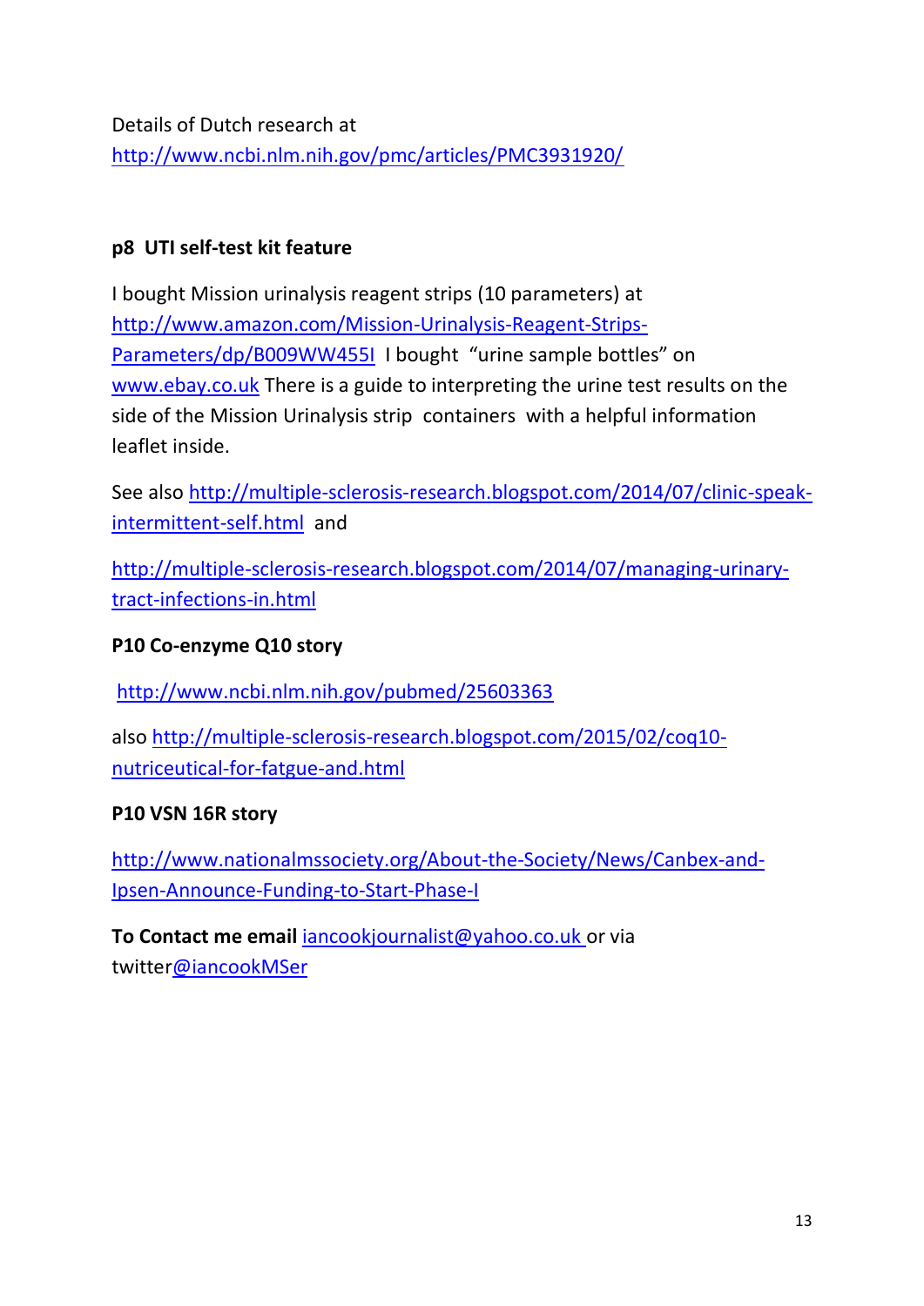Details of Dutch research at http://www.ncbi.nlm.nih.gov/pmc/articles/PMC3931920/

**p8 UTI self-test kit feature**

I bought Mission urinalysis reagent strips (10 parameters) at http://www.amazon.com/Mission-Urinalysis-Reagent-Strips-Parameters/dp/B009WW455I I bought "urine sample bottles" on www.ebay.co.uk There is a guide to interpreting the urine test results on the side of the Mission Urinalysis strip containers with a helpful information leaflet inside.

See also http://multiple-sclerosis-research.blogspot.com/2014/07/clinic-speak-intermittent-self.html and

http://multiple-sclerosis-research.blogspot.com/2014/07/managing-urinary-tract-infections-in.html

**P10 Co-enzyme Q10 story**

http://www.ncbi.nlm.nih.gov/pubmed/25603363

also http://multiple-sclerosis-research.blogspot.com/2015/02/coq10-nutriceutical-for-fatgue-and.html

**P10 VSN 16R story**

http://www.nationalmssociety.org/About-the-Society/News/Canbex-and-Ipsen-Announce-Funding-to-Start-Phase-I

**To Contact me email** iancookjournalist@yahoo.co.uk or via twitter@iancookMSer